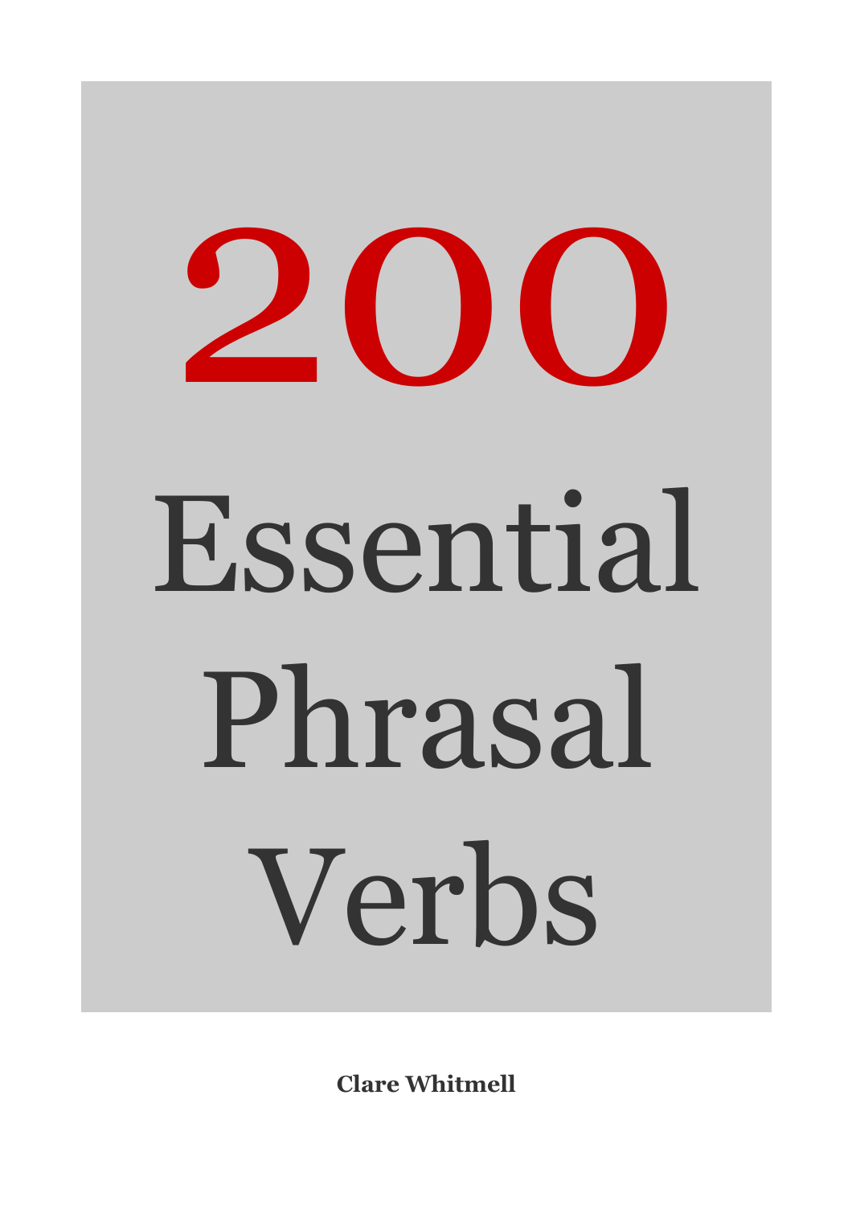# 200 Essential Phrasal Verbs

**Clare Whitmell**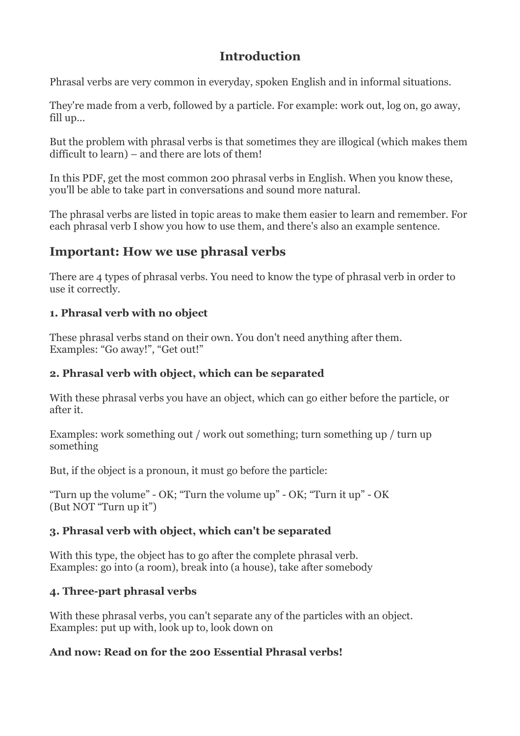# Introduction

Phrasal verbs are very common in everyday, spoken English and in informal situations.

They're made from a verb, followed by a particle. For example: work out, log on, go away, fill up...

But the problem with phrasal verbs is that sometimes they are illogical (which makes them difficult to learn) – and there are lots of them!

In this PDF, get the most common 200 phrasal verbs in English. When you know these, you'll be able to take part in conversations and sound more natural.

The phrasal verbs are listed in topic areas to make them easier to learn and remember. For each phrasal verb I show you how to use them, and there's also an example sentence.

## Important: How we use phrasal verbs

There are 4 types of phrasal verbs. You need to know the type of phrasal verb in order to use it correctly.

### 1. Phrasal verb with no object

These phrasal verbs stand on their own. You don't need anything after them.
Examples: “Go away!”, “Get out!”

### 2. Phrasal verb with object, which can be separated

With these phrasal verbs you have an object, which can go either before the particle, or after it.

Examples: work something out / work out something; turn something up / turn up something

But, if the object is a pronoun, it must go before the particle:

“Turn up the volume” - OK; “Turn the volume up” - OK; “Turn it up” - OK
(But NOT “Turn up it”)

### 3. Phrasal verb with object, which can't be separated

With this type, the object has to go after the complete phrasal verb.
Examples: go into (a room), break into (a house), take after somebody

### 4. Three-part phrasal verbs

With these phrasal verbs, you can't separate any of the particles with an object.
Examples: put up with, look up to, look down on

**And now: Read on for the 200 Essential Phrasal verbs!**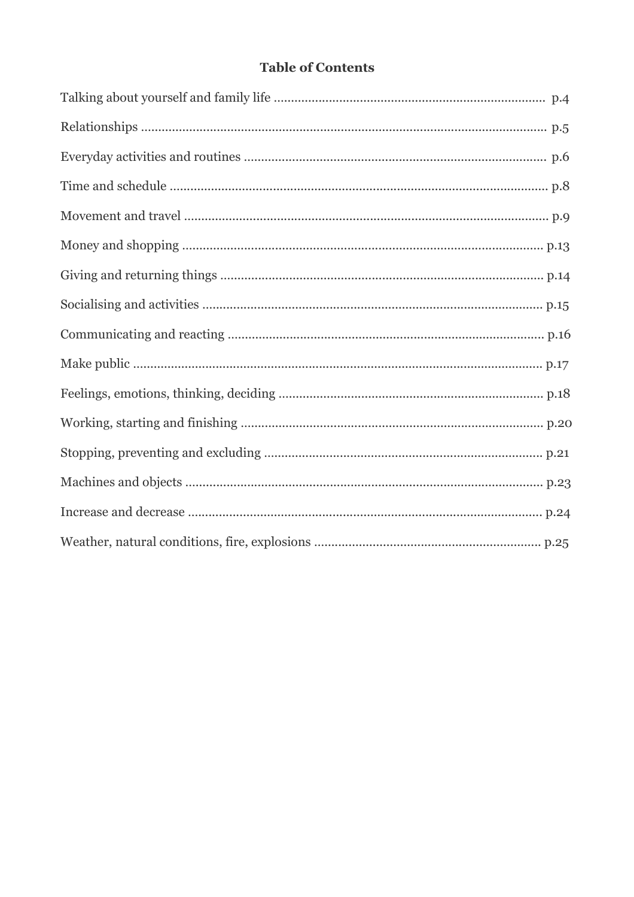# Table of Contents

Talking about yourself and family life ............................................................................ p.4

Relationships ........................................................................................................... p.5

Everyday activities and routines ..................................................................................... p.6

Time and schedule ...................................................................................................... p.8

Movement and travel .................................................................................................. p.9

Money and shopping ................................................................................................... p.13

Giving and returning things ........................................................................................ p.14

Socialising and activities ............................................................................................ p.15

Communicating and reacting ....................................................................................... p.16

Make public ............................................................................................................. p.17

Feelings, emotions, thinking, deciding ........................................................................... p.18

Working, starting and finishing .................................................................................... p.20

Stopping, preventing and excluding ............................................................................... p.21

Machines and objects ................................................................................................. p.23

Increase and decrease ................................................................................................. p.24

Weather, natural conditions, fire, explosions ................................................................... p.25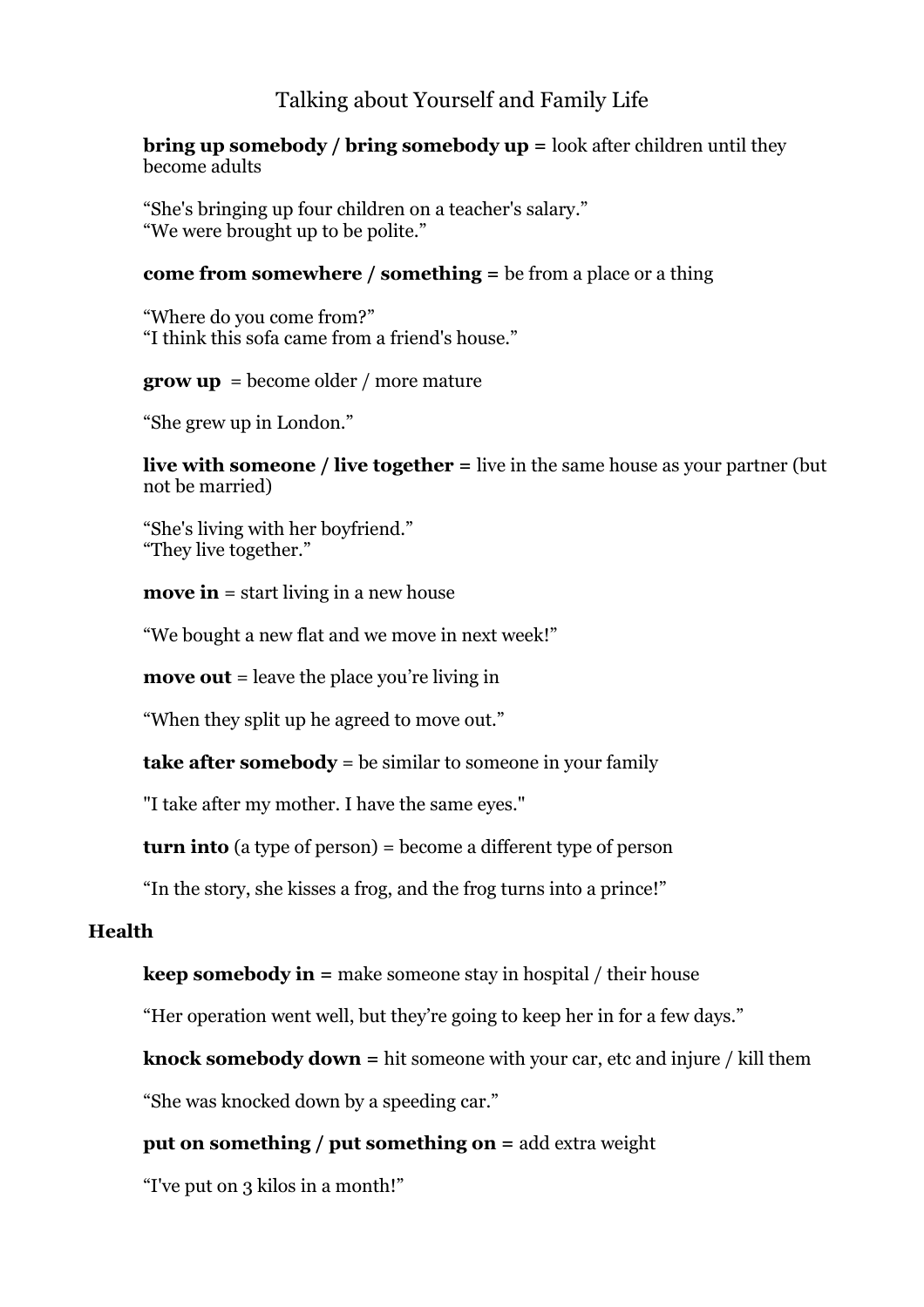# Talking about Yourself and Family Life

**bring up somebody / bring somebody up** = look after children until they become adults

"She's bringing up four children on a teacher's salary."
"We were brought up to be polite."

**come from somewhere / something** = be from a place or a thing

"Where do you come from?"
"I think this sofa came from a friend's house."

**grow up** = become older / more mature

"She grew up in London."

**live with someone / live together** = live in the same house as your partner (but not be married)

"She's living with her boyfriend."
"They live together."

**move in** = start living in a new house

"We bought a new flat and we move in next week!"

**move out** = leave the place you're living in

"When they split up he agreed to move out."

**take after somebody** = be similar to someone in your family

"I take after my mother. I have the same eyes."

**turn into** (a type of person) = become a different type of person

"In the story, she kisses a frog, and the frog turns into a prince!"

## Health

**keep somebody in** = make someone stay in hospital / their house

"Her operation went well, but they're going to keep her in for a few days."

**knock somebody down** = hit someone with your car, etc and injure / kill them

"She was knocked down by a speeding car."

**put on something / put something on** = add extra weight

"I've put on 3 kilos in a month!"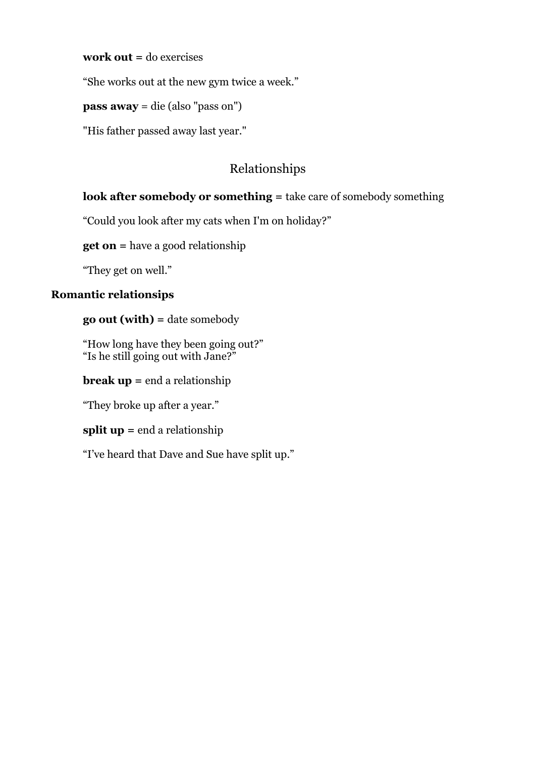**work out =** do exercises

“She works out at the new gym twice a week.”

**pass away** = die (also "pass on")

"His father passed away last year."

## Relationships

**look after somebody or something =** take care of somebody something

“Could you look after my cats when I'm on holiday?”

**get on =** have a good relationship

“They get on well.”

### Romantic relationsips

**go out (with) =** date somebody

“How long have they been going out?”
“Is he still going out with Jane?”

**break up =** end a relationship

“They broke up after a year.”

**split up =** end a relationship

“I’ve heard that Dave and Sue have split up.”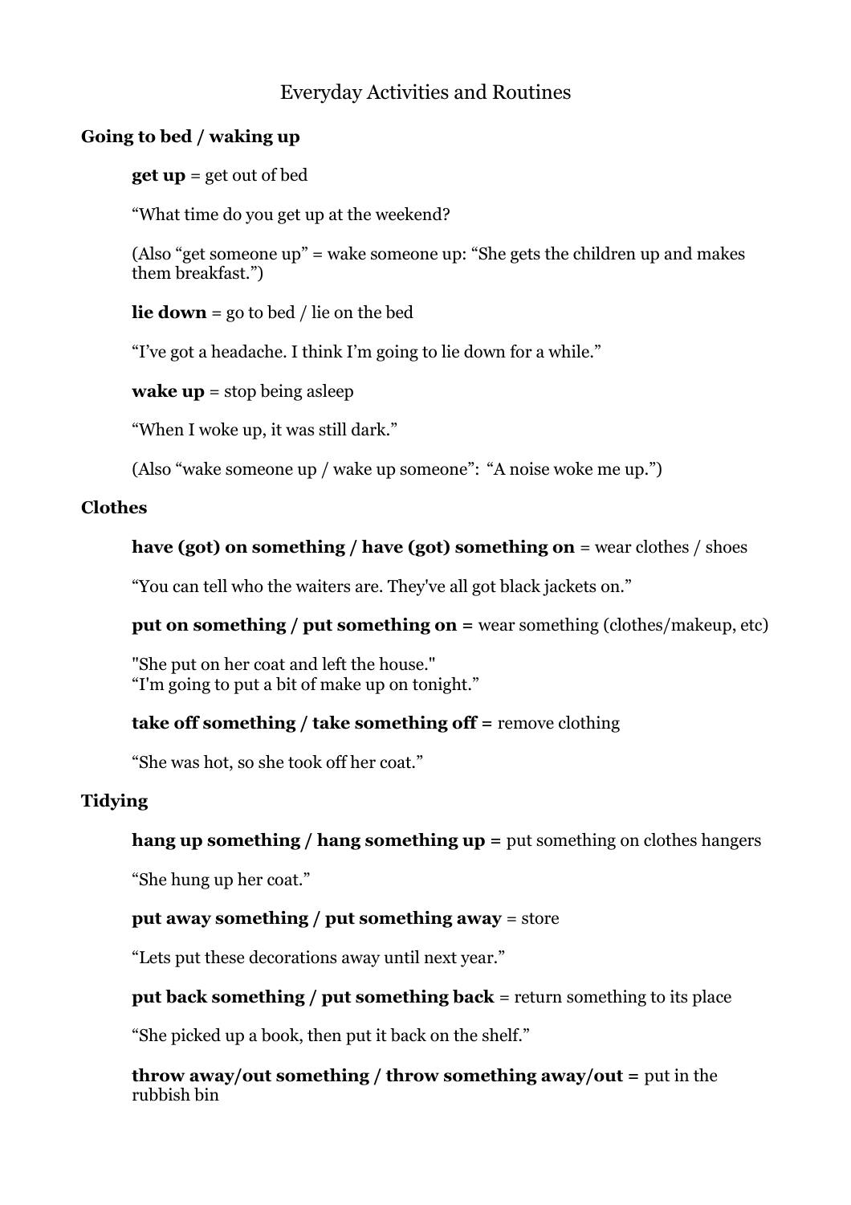# Everyday Activities and Routines

## Going to bed / waking up

**get up** = get out of bed

“What time do you get up at the weekend?

(Also “get someone up” = wake someone up: “She gets the children up and makes them breakfast.”)

**lie down** = go to bed / lie on the bed

“I’ve got a headache. I think I’m going to lie down for a while.”

**wake up** = stop being asleep

“When I woke up, it was still dark.”

(Also “wake someone up / wake up someone”: “A noise woke me up.”)

## Clothes

**have (got) on something / have (got) something on** = wear clothes / shoes

“You can tell who the waiters are. They've all got black jackets on.”

**put on something / put something on =** wear something (clothes/makeup, etc)

"She put on her coat and left the house."
“I'm going to put a bit of make up on tonight.”

**take off something / take something off =** remove clothing

“She was hot, so she took off her coat.”

## Tidying

**hang up something / hang something up =** put something on clothes hangers

“She hung up her coat.”

**put away something / put something away** = store

“Lets put these decorations away until next year.”

**put back something / put something back** = return something to its place

“She picked up a book, then put it back on the shelf.”

**throw away/out something / throw something away/out =** put in the rubbish bin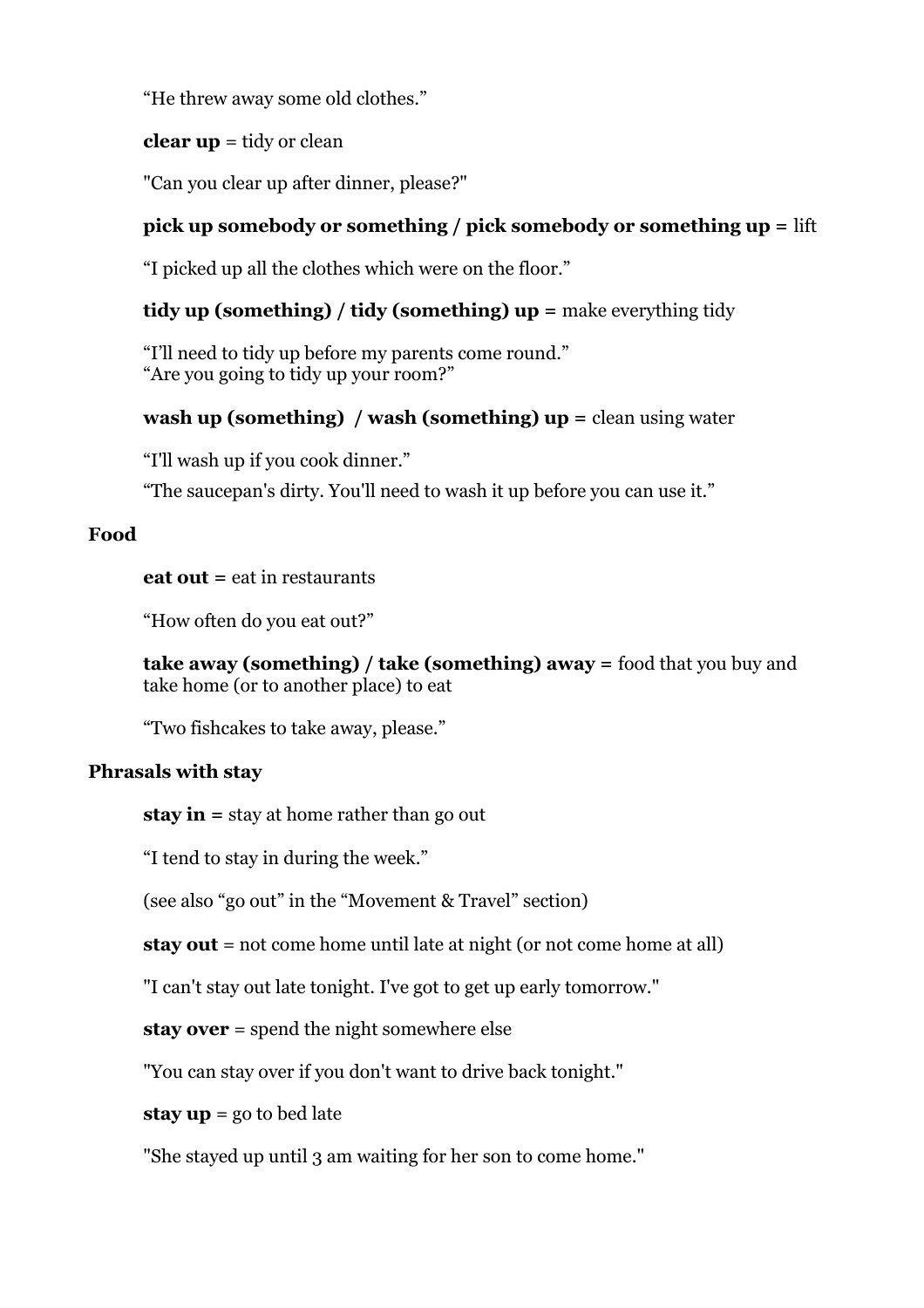"He threw away some old clothes."

**clear up** = tidy or clean

"Can you clear up after dinner, please?"

**pick up somebody or something / pick somebody or something up** = lift

"I picked up all the clothes which were on the floor."

**tidy up (something) / tidy (something) up** = make everything tidy

"I'll need to tidy up before my parents come round."
"Are you going to tidy up your room?"

**wash up (something) / wash (something) up** = clean using water

"I'll wash up if you cook dinner."

"The saucepan's dirty. You'll need to wash it up before you can use it."

**Food**

**eat out** = eat in restaurants

"How often do you eat out?"

**take away (something) / take (something) away** = food that you buy and take home (or to another place) to eat

"Two fishcakes to take away, please."

**Phrasals with stay**

**stay in** = stay at home rather than go out

"I tend to stay in during the week."

(see also "go out" in the "Movement & Travel" section)

**stay out** = not come home until late at night (or not come home at all)

"I can't stay out late tonight. I've got to get up early tomorrow."

**stay over** = spend the night somewhere else

"You can stay over if you don't want to drive back tonight."

**stay up** = go to bed late

"She stayed up until 3 am waiting for her son to come home."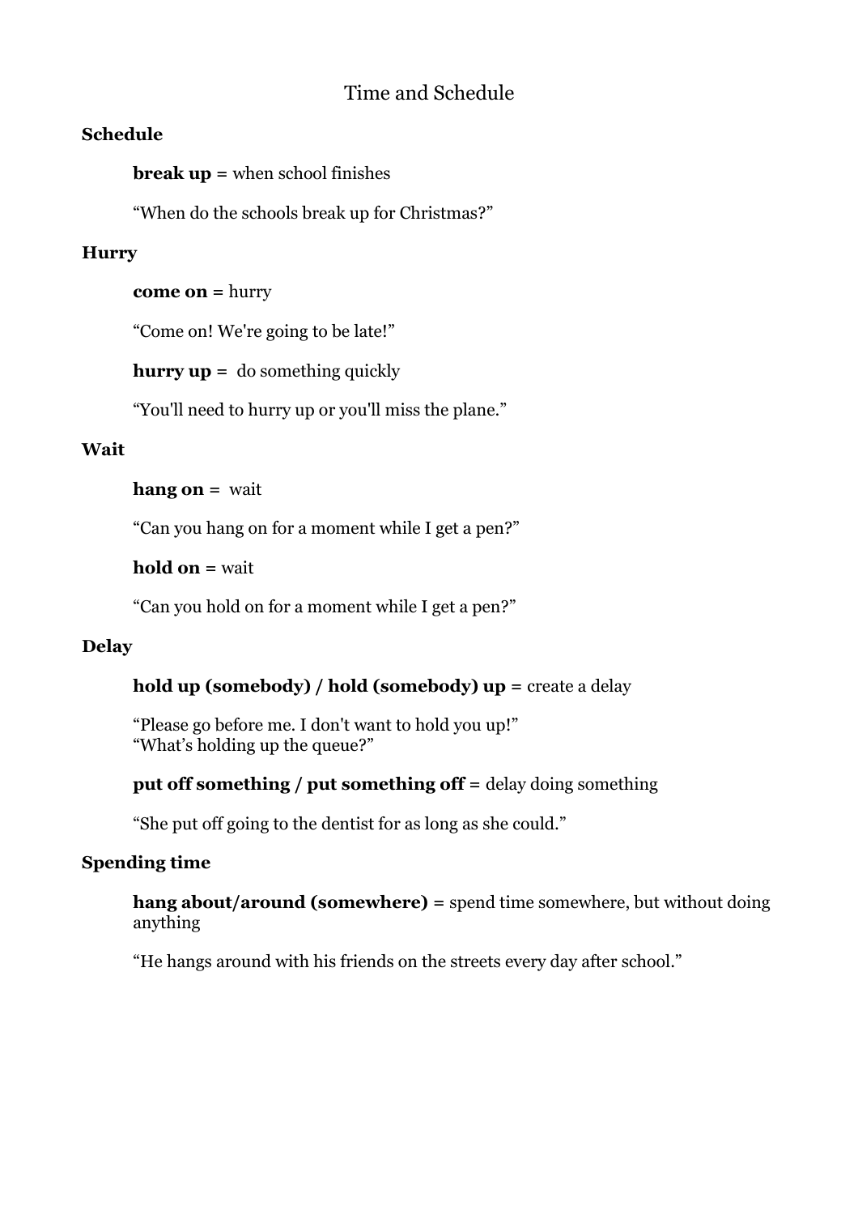# Time and Schedule

## Schedule

**break up** = when school finishes

"When do the schools break up for Christmas?"

## Hurry

**come on** = hurry

"Come on! We're going to be late!"

**hurry up** = do something quickly

"You'll need to hurry up or you'll miss the plane."

## Wait

**hang on** = wait

"Can you hang on for a moment while I get a pen?"

**hold on** = wait

"Can you hold on for a moment while I get a pen?"

## Delay

**hold up (somebody) / hold (somebody) up** = create a delay

"Please go before me. I don't want to hold you up!"
"What's holding up the queue?"

**put off something / put something off** = delay doing something

"She put off going to the dentist for as long as she could."

## Spending time

**hang about/around (somewhere)** = spend time somewhere, but without doing anything

"He hangs around with his friends on the streets every day after school."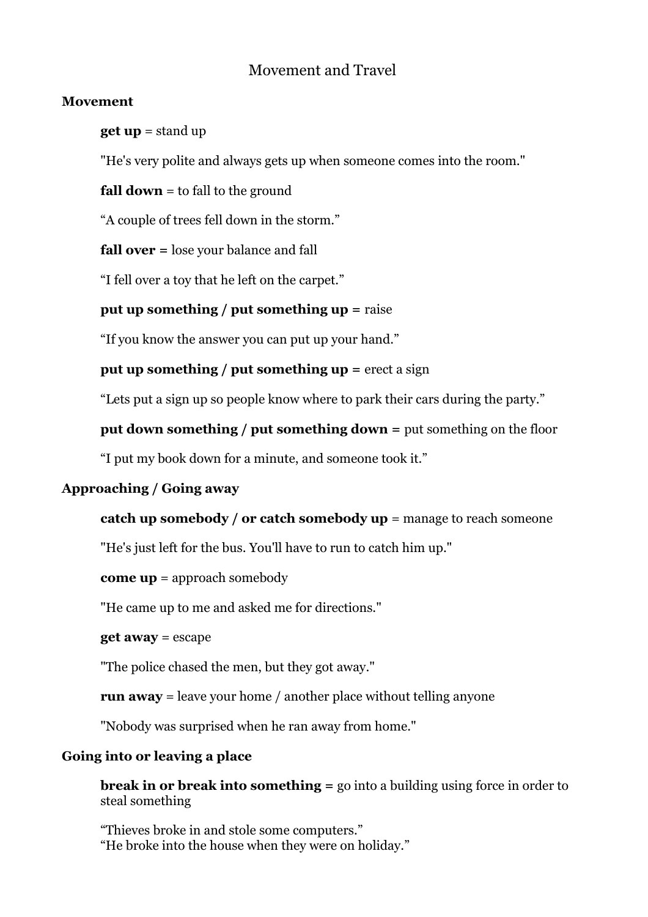# Movement and Travel

## Movement

**get up** = stand up

"He's very polite and always gets up when someone comes into the room."

**fall down** = to fall to the ground

"A couple of trees fell down in the storm."

**fall over =** lose your balance and fall

"I fell over a toy that he left on the carpet."

**put up something / put something up =** raise

"If you know the answer you can put up your hand."

**put up something / put something up =** erect a sign

"Lets put a sign up so people know where to park their cars during the party."

**put down something / put something down =** put something on the floor

"I put my book down for a minute, and someone took it."

## Approaching / Going away

**catch up somebody / or catch somebody up** = manage to reach someone

"He's just left for the bus. You'll have to run to catch him up."

**come up** = approach somebody

"He came up to me and asked me for directions."

**get away** = escape

"The police chased the men, but they got away."

**run away** = leave your home / another place without telling anyone

"Nobody was surprised when he ran away from home."

## Going into or leaving a place

**break in or break into something =** go into a building using force in order to steal something

"Thieves broke in and stole some computers."
"He broke into the house when they were on holiday."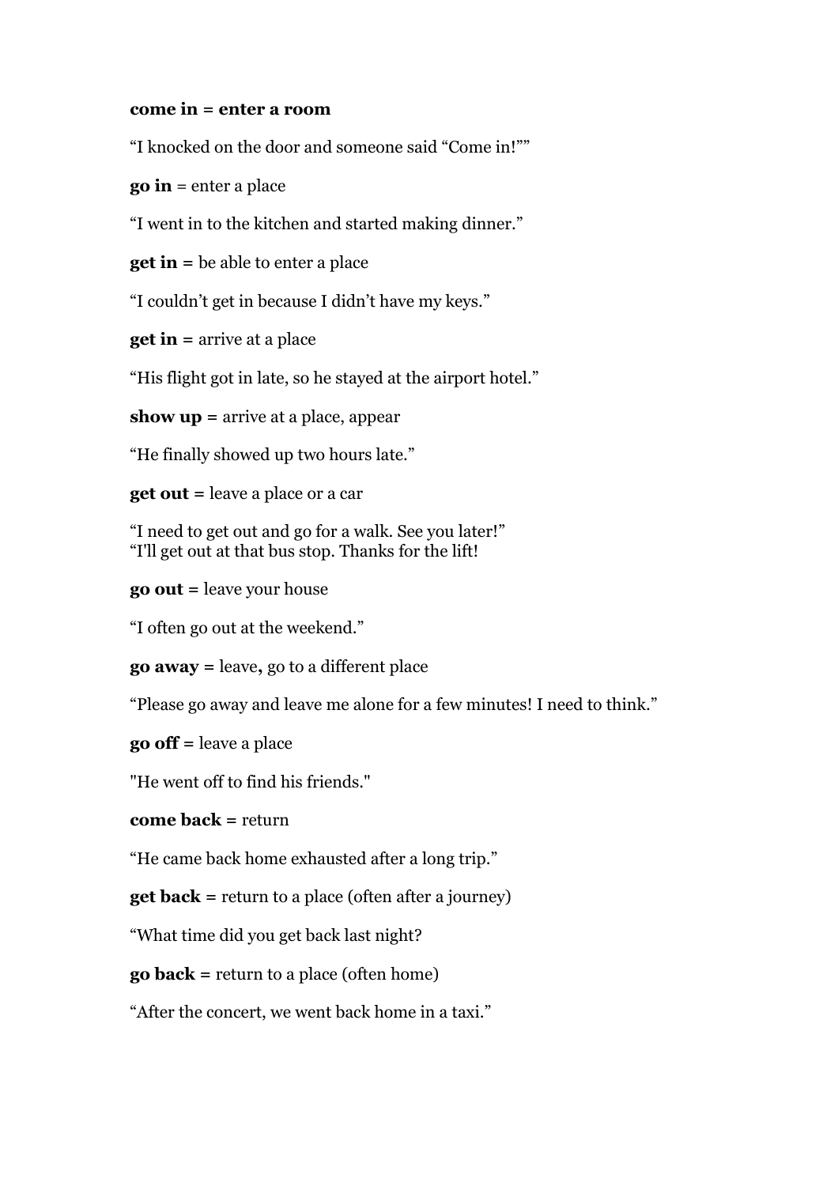**come in = enter a room**

“I knocked on the door and someone said “Come in!””

**go in** = enter a place

“I went in to the kitchen and started making dinner.”

**get in** = be able to enter a place

“I couldn’t get in because I didn’t have my keys.”

**get in** = arrive at a place

“His flight got in late, so he stayed at the airport hotel.”

**show up** = arrive at a place, appear

“He finally showed up two hours late.”

**get out** = leave a place or a car

“I need to get out and go for a walk. See you later!”
“I'll get out at that bus stop. Thanks for the lift!

**go out** = leave your house

“I often go out at the weekend.”

**go away** = leave**,** go to a different place

“Please go away and leave me alone for a few minutes! I need to think.”

**go off** = leave a place

"He went off to find his friends."

**come back** = return

“He came back home exhausted after a long trip.”

**get back** = return to a place (often after a journey)

“What time did you get back last night?

**go back** = return to a place (often home)

“After the concert, we went back home in a taxi.”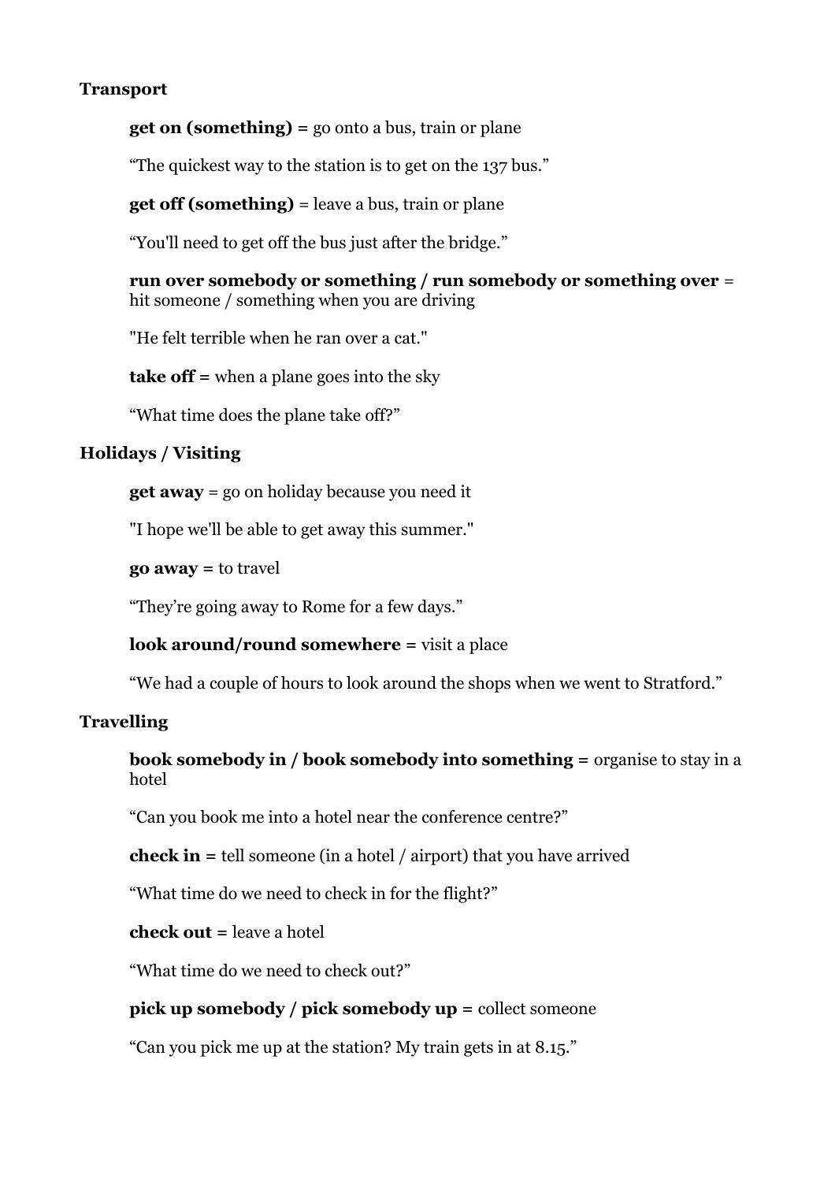## Transport

**get on (something) =** go onto a bus, train or plane

"The quickest way to the station is to get on the 137 bus."

**get off (something)** = leave a bus, train or plane

"You'll need to get off the bus just after the bridge."

**run over somebody or something / run somebody or something over** = hit someone / something when you are driving

"He felt terrible when he ran over a cat."

**take off =** when a plane goes into the sky

"What time does the plane take off?"

## Holidays / Visiting

**get away** = go on holiday because you need it

"I hope we'll be able to get away this summer."

**go away =** to travel

"They're going away to Rome for a few days."

**look around/round somewhere =** visit a place

"We had a couple of hours to look around the shops when we went to Stratford."

## Travelling

**book somebody in / book somebody into something =** organise to stay in a hotel

"Can you book me into a hotel near the conference centre?"

**check in =** tell someone (in a hotel / airport) that you have arrived

"What time do we need to check in for the flight?"

**check out =** leave a hotel

"What time do we need to check out?"

**pick up somebody / pick somebody up =** collect someone

"Can you pick me up at the station? My train gets in at 8.15."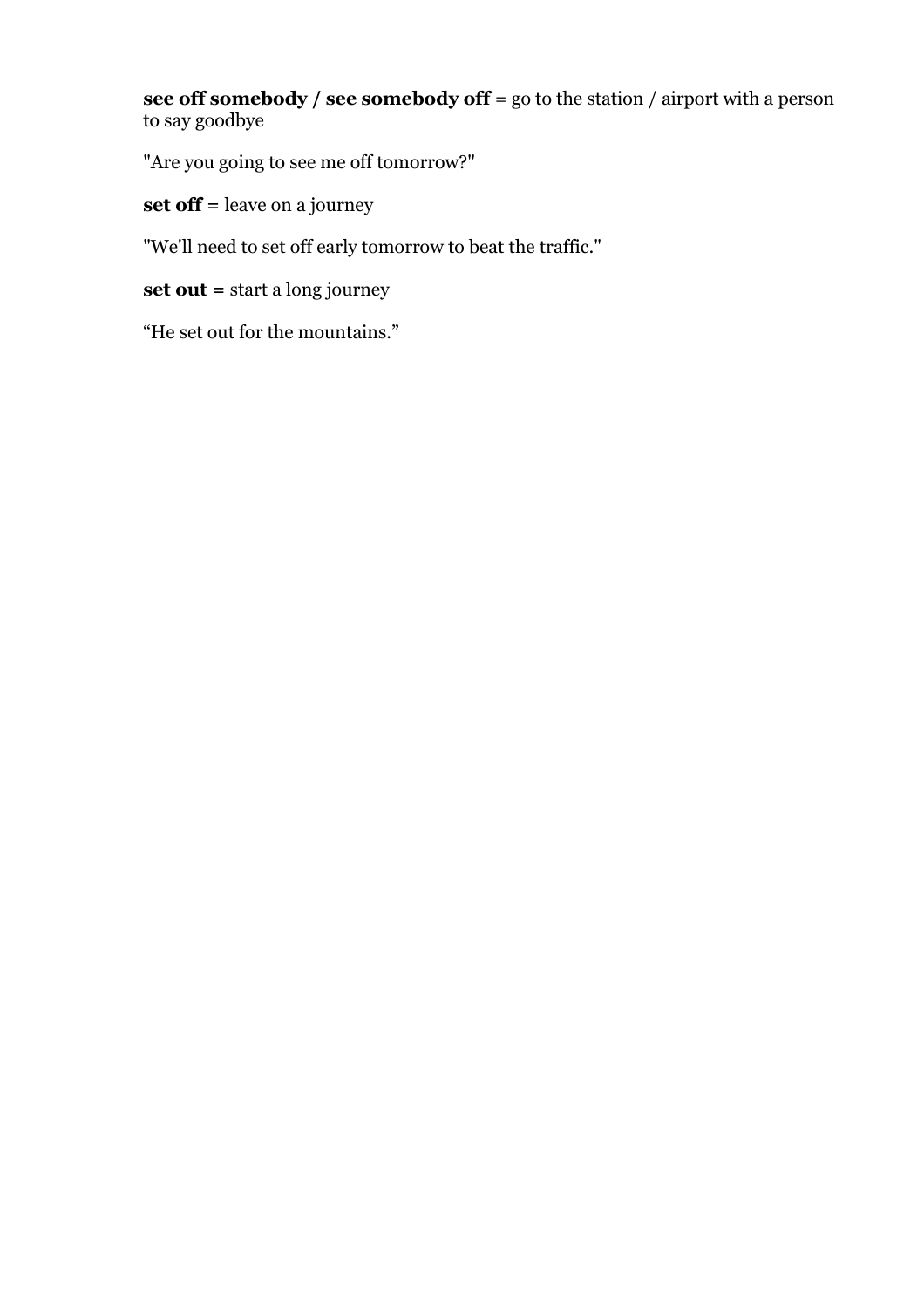**see off somebody / see somebody off** = go to the station / airport with a person to say goodbye

"Are you going to see me off tomorrow?"

**set off =** leave on a journey

"We'll need to set off early tomorrow to beat the traffic."

**set out =** start a long journey

“He set out for the mountains.”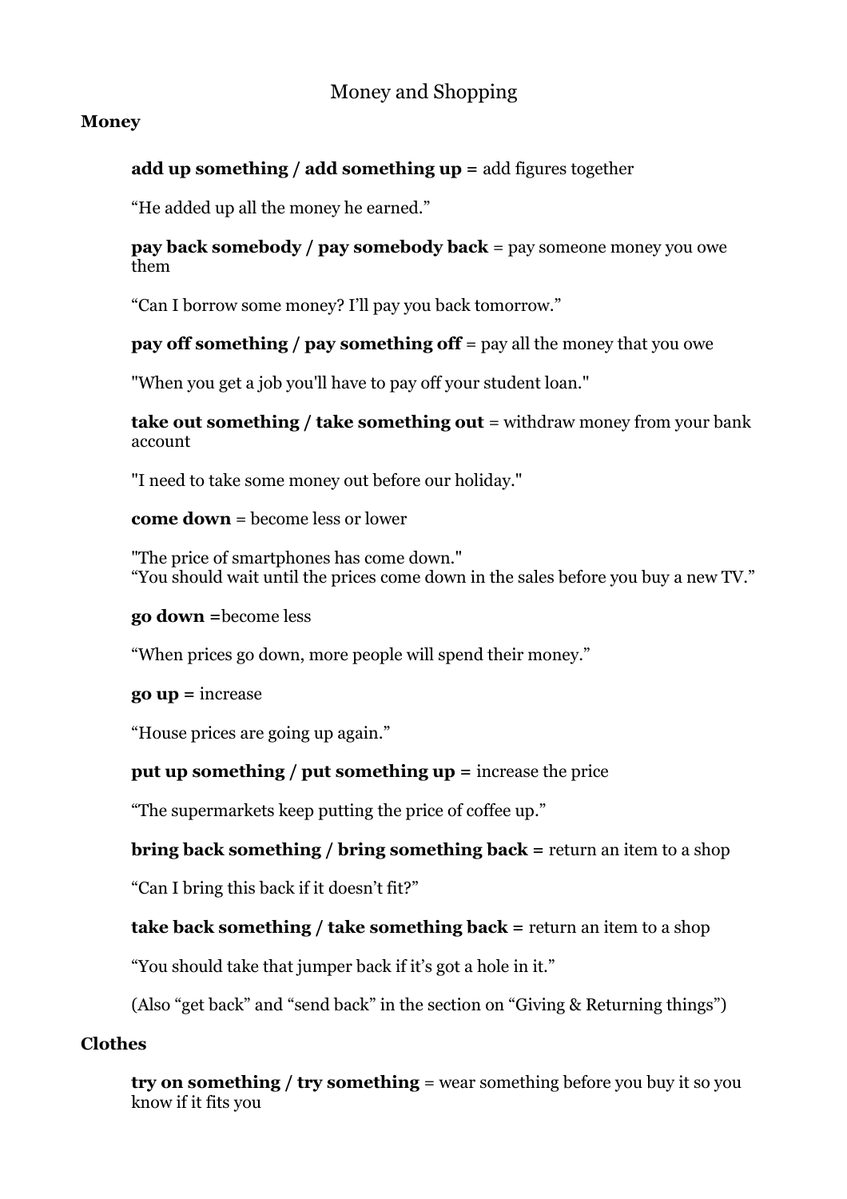# Money and Shopping

## Money

**add up something / add something up =** add figures together

“He added up all the money he earned.”

**pay back somebody / pay somebody back** = pay someone money you owe them

“Can I borrow some money? I’ll pay you back tomorrow.”

**pay off something / pay something off** = pay all the money that you owe

"When you get a job you'll have to pay off your student loan."

**take out something / take something out** = withdraw money from your bank account

"I need to take some money out before our holiday."

**come down** = become less or lower

"The price of smartphones has come down."
“You should wait until the prices come down in the sales before you buy a new TV.”

**go down** =become less

“When prices go down, more people will spend their money.”

**go up =** increase

“House prices are going up again.”

**put up something / put something up =** increase the price

“The supermarkets keep putting the price of coffee up.”

**bring back something / bring something back =** return an item to a shop

“Can I bring this back if it doesn’t fit?”

**take back something / take something back =** return an item to a shop

“You should take that jumper back if it’s got a hole in it.”

(Also “get back” and “send back” in the section on “Giving & Returning things”)

## Clothes

**try on something / try something** = wear something before you buy it so you know if it fits you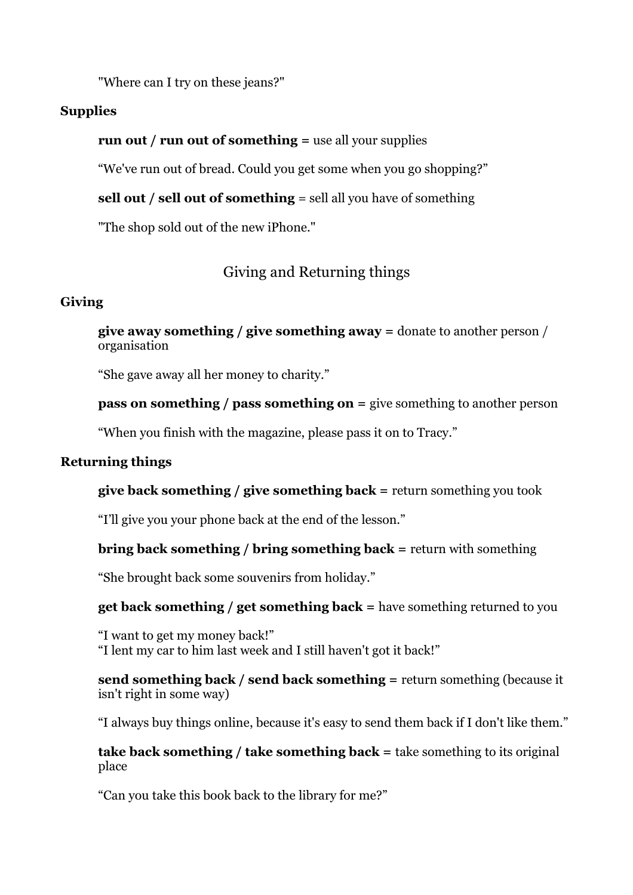"Where can I try on these jeans?"

**Supplies**

**run out / run out of something** = use all your supplies

"We've run out of bread. Could you get some when you go shopping?"

**sell out / sell out of something** = sell all you have of something

"The shop sold out of the new iPhone."

## Giving and Returning things

**Giving**

**give away something / give something away** = donate to another person / organisation

"She gave away all her money to charity."

**pass on something / pass something on** = give something to another person

"When you finish with the magazine, please pass it on to Tracy."

**Returning things**

**give back something / give something back** = return something you took

"I'll give you your phone back at the end of the lesson."

**bring back something / bring something back** = return with something

"She brought back some souvenirs from holiday."

**get back something / get something back** = have something returned to you

"I want to get my money back!"
"I lent my car to him last week and I still haven't got it back!"

**send something back / send back something** = return something (because it isn't right in some way)

"I always buy things online, because it's easy to send them back if I don't like them."

**take back something / take something back** = take something to its original place

"Can you take this book back to the library for me?"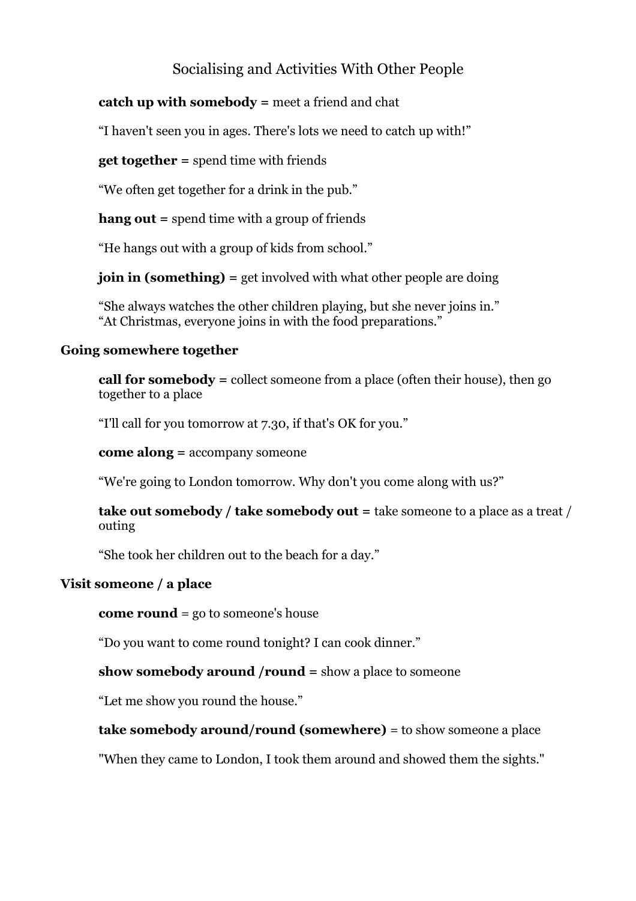# Socialising and Activities With Other People

**catch up with somebody** = meet a friend and chat

"I haven't seen you in ages. There's lots we need to catch up with!"

**get together** = spend time with friends

"We often get together for a drink in the pub."

**hang out** = spend time with a group of friends

"He hangs out with a group of kids from school."

**join in (something)** = get involved with what other people are doing

"She always watches the other children playing, but she never joins in."
"At Christmas, everyone joins in with the food preparations."

## Going somewhere together

**call for somebody** = collect someone from a place (often their house), then go together to a place

"I'll call for you tomorrow at 7.30, if that's OK for you."

**come along** = accompany someone

"We're going to London tomorrow. Why don't you come along with us?"

**take out somebody / take somebody out** = take someone to a place as a treat / outing

"She took her children out to the beach for a day."

## Visit someone / a place

**come round** = go to someone's house

"Do you want to come round tonight? I can cook dinner."

**show somebody around /round** = show a place to someone

"Let me show you round the house."

**take somebody around/round (somewhere)** = to show someone a place

"When they came to London, I took them around and showed them the sights."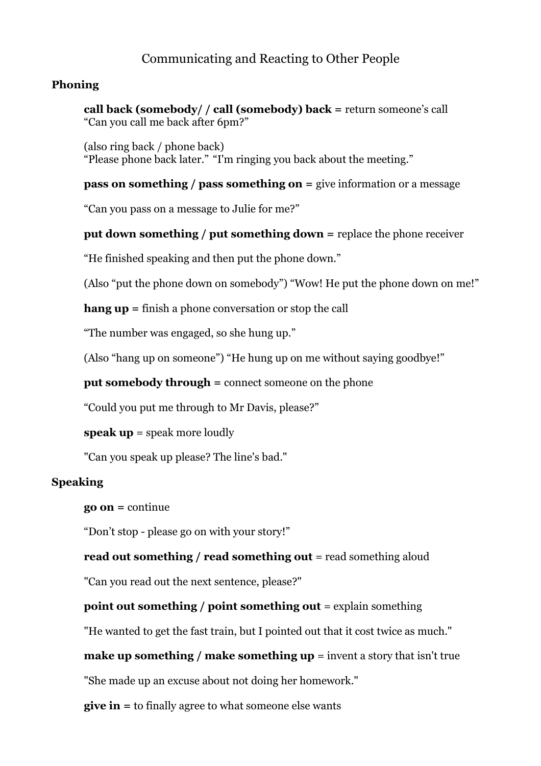# Communicating and Reacting to Other People

## Phoning

**call back (somebody/ / call (somebody) back =** return someone's call
"Can you call me back after 6pm?"

(also ring back / phone back)
"Please phone back later." "I'm ringing you back about the meeting."

**pass on something / pass something on =** give information or a message

"Can you pass on a message to Julie for me?"

**put down something / put something down =** replace the phone receiver

"He finished speaking and then put the phone down."

(Also "put the phone down on somebody") "Wow! He put the phone down on me!"

**hang up =** finish a phone conversation or stop the call

"The number was engaged, so she hung up."

(Also "hang up on someone") "He hung up on me without saying goodbye!"

**put somebody through =** connect someone on the phone

"Could you put me through to Mr Davis, please?"

**speak up** = speak more loudly

"Can you speak up please? The line's bad."

## Speaking

**go on =** continue

"Don't stop - please go on with your story!"

**read out something / read something out** = read something aloud

"Can you read out the next sentence, please?"

**point out something / point something out** = explain something

"He wanted to get the fast train, but I pointed out that it cost twice as much."

**make up something / make something up** = invent a story that isn't true

"She made up an excuse about not doing her homework."

**give in =** to finally agree to what someone else wants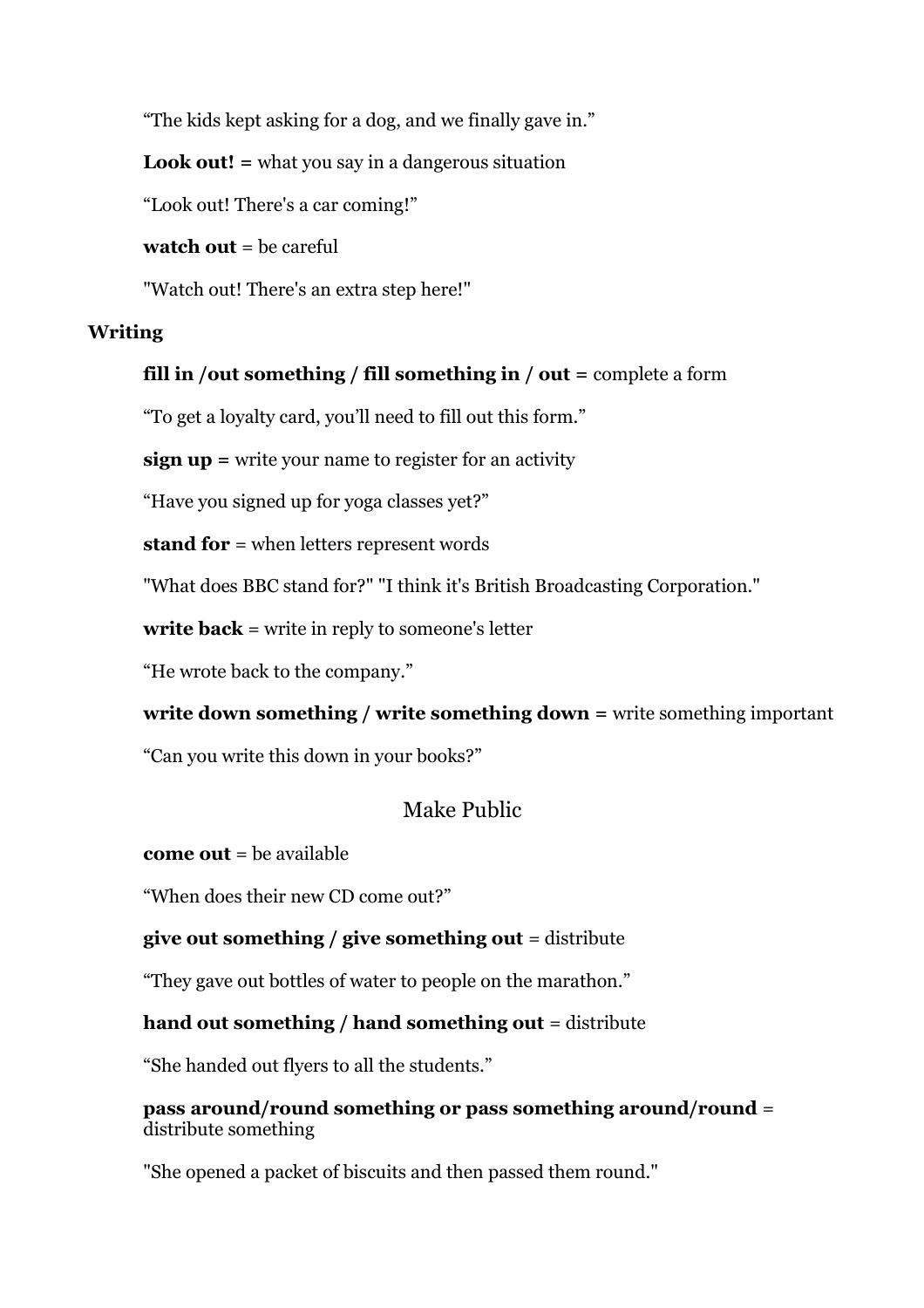“The kids kept asking for a dog, and we finally gave in.”

**Look out! =** what you say in a dangerous situation

“Look out! There's a car coming!”

**watch out** = be careful

"Watch out! There's an extra step here!"

**Writing**

**fill in /out something / fill something in / out =** complete a form

“To get a loyalty card, you’ll need to fill out this form.”

**sign up =** write your name to register for an activity

“Have you signed up for yoga classes yet?”

**stand for** = when letters represent words

"What does BBC stand for?" "I think it's British Broadcasting Corporation."

**write back** = write in reply to someone's letter

“He wrote back to the company.”

**write down something / write something down =** write something important

“Can you write this down in your books?”

## Make Public

**come out** = be available

“When does their new CD come out?”

**give out something / give something out** = distribute

“They gave out bottles of water to people on the marathon.”

**hand out something / hand something out** = distribute

“She handed out flyers to all the students.”

**pass around/round something or pass something around/round** = distribute something

"She opened a packet of biscuits and then passed them round."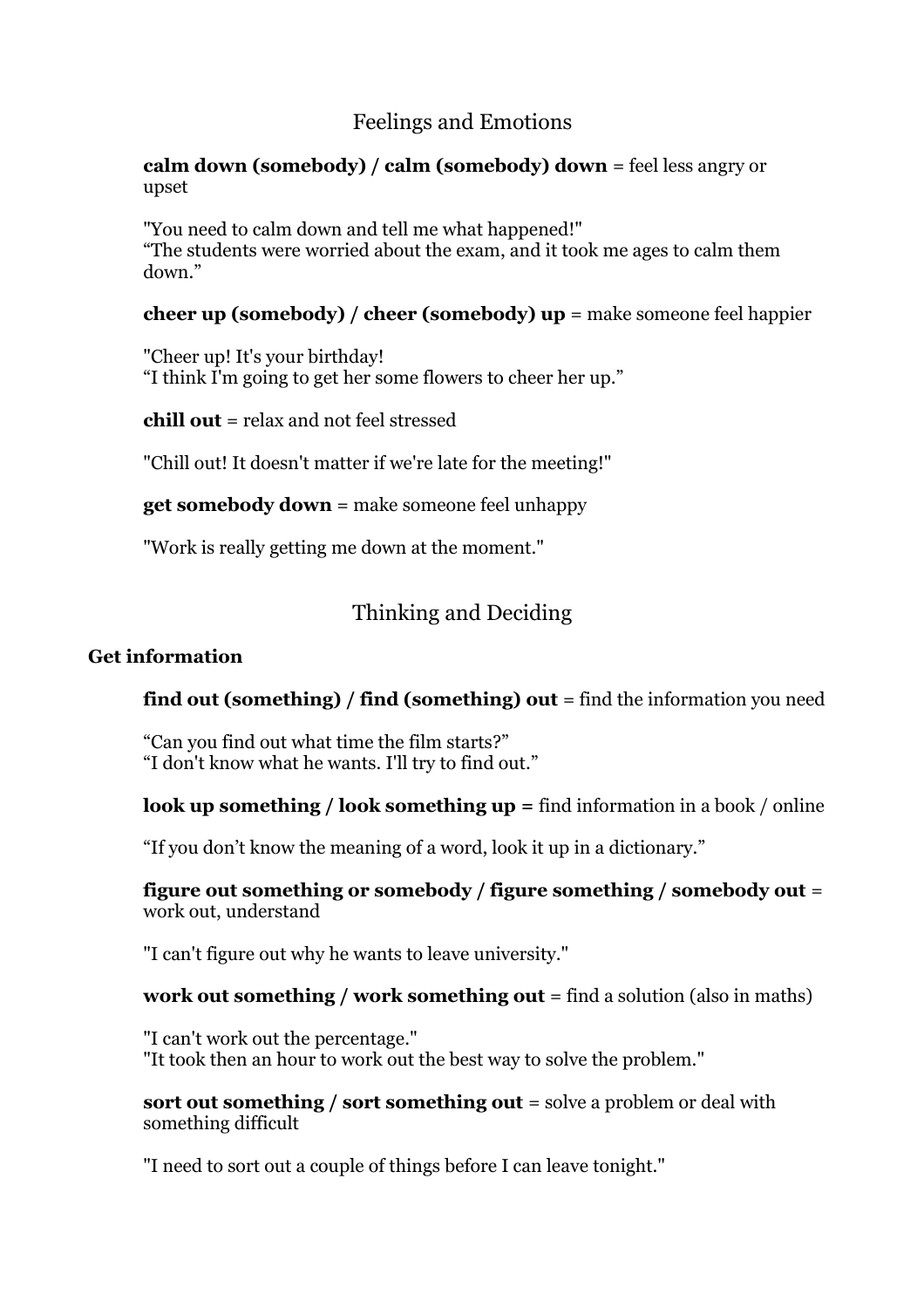## Feelings and Emotions

**calm down (somebody) / calm (somebody) down** = feel less angry or upset

"You need to calm down and tell me what happened!"
"The students were worried about the exam, and it took me ages to calm them down."

**cheer up (somebody) / cheer (somebody) up** = make someone feel happier

"Cheer up! It's your birthday!
"I think I'm going to get her some flowers to cheer her up."

**chill out** = relax and not feel stressed

"Chill out! It doesn't matter if we're late for the meeting!"

**get somebody down** = make someone feel unhappy

"Work is really getting me down at the moment."

## Thinking and Deciding

### Get information

**find out (something) / find (something) out** = find the information you need

"Can you find out what time the film starts?"
"I don't know what he wants. I'll try to find out."

**look up something / look something up =** find information in a book / online

"If you don't know the meaning of a word, look it up in a dictionary."

**figure out something or somebody / figure something / somebody out** = work out, understand

"I can't figure out why he wants to leave university."

**work out something / work something out** = find a solution (also in maths)

"I can't work out the percentage."
"It took then an hour to work out the best way to solve the problem."

**sort out something / sort something out** = solve a problem or deal with something difficult

"I need to sort out a couple of things before I can leave tonight."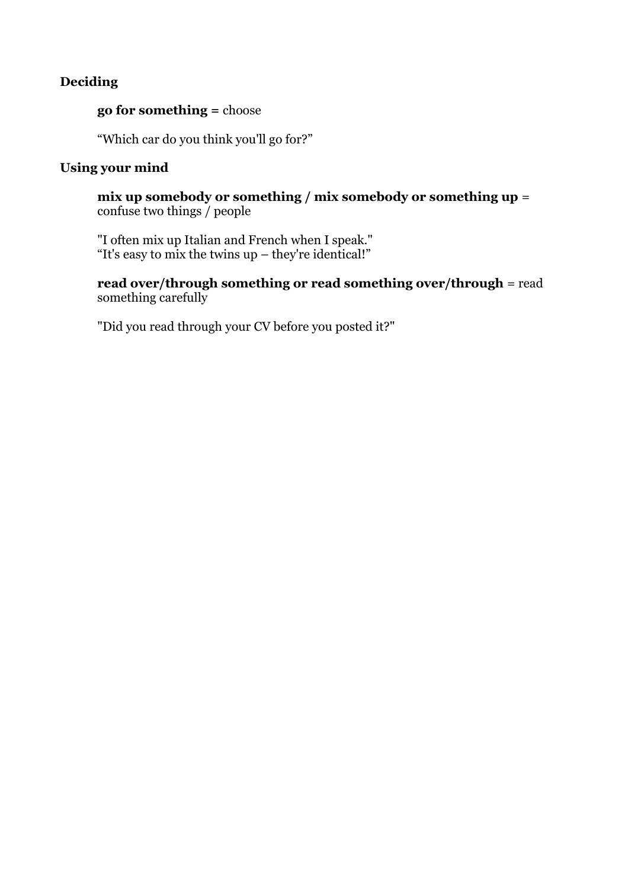**Deciding**

**go for something =** choose

"Which car do you think you'll go for?"

**Using your mind**

**mix up somebody or something / mix somebody or something up** = confuse two things / people

"I often mix up Italian and French when I speak."
"It's easy to mix the twins up – they're identical!"

**read over/through something or read something over/through** = read something carefully

"Did you read through your CV before you posted it?"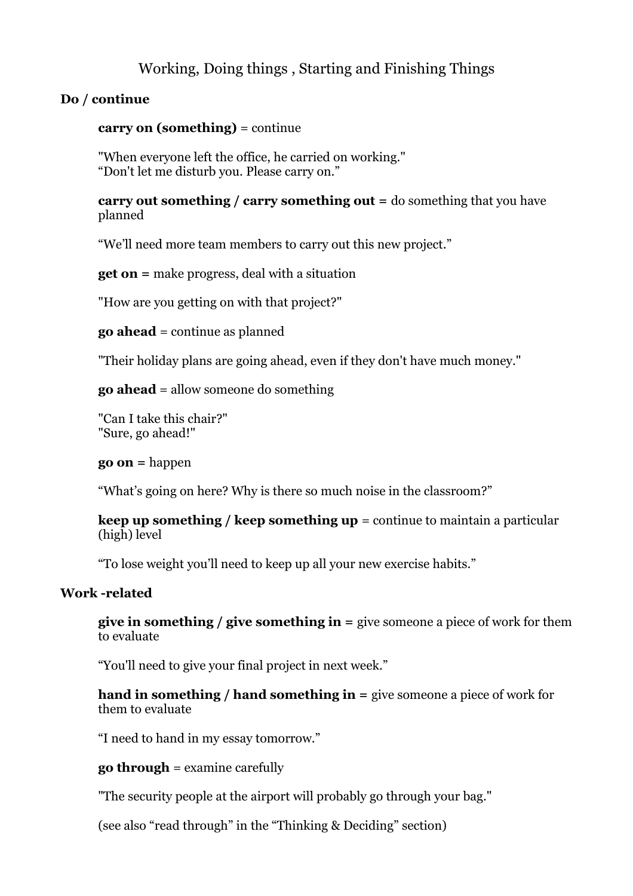# Working, Doing things , Starting and Finishing Things

## Do / continue

**carry on (something)** = continue

"When everyone left the office, he carried on working."
"Don't let me disturb you. Please carry on."

**carry out something / carry something out =** do something that you have planned

"We'll need more team members to carry out this new project."

**get on =** make progress, deal with a situation

"How are you getting on with that project?"

**go ahead** = continue as planned

"Their holiday plans are going ahead, even if they don't have much money."

**go ahead** = allow someone do something

"Can I take this chair?"
"Sure, go ahead!"

**go on =** happen

"What's going on here? Why is there so much noise in the classroom?"

**keep up something / keep something up** = continue to maintain a particular (high) level

"To lose weight you'll need to keep up all your new exercise habits."

## Work -related

**give in something / give something in =** give someone a piece of work for them to evaluate

"You'll need to give your final project in next week."

**hand in something / hand something in =** give someone a piece of work for them to evaluate

"I need to hand in my essay tomorrow."

**go through** = examine carefully

"The security people at the airport will probably go through your bag."

(see also "read through" in the "Thinking & Deciding" section)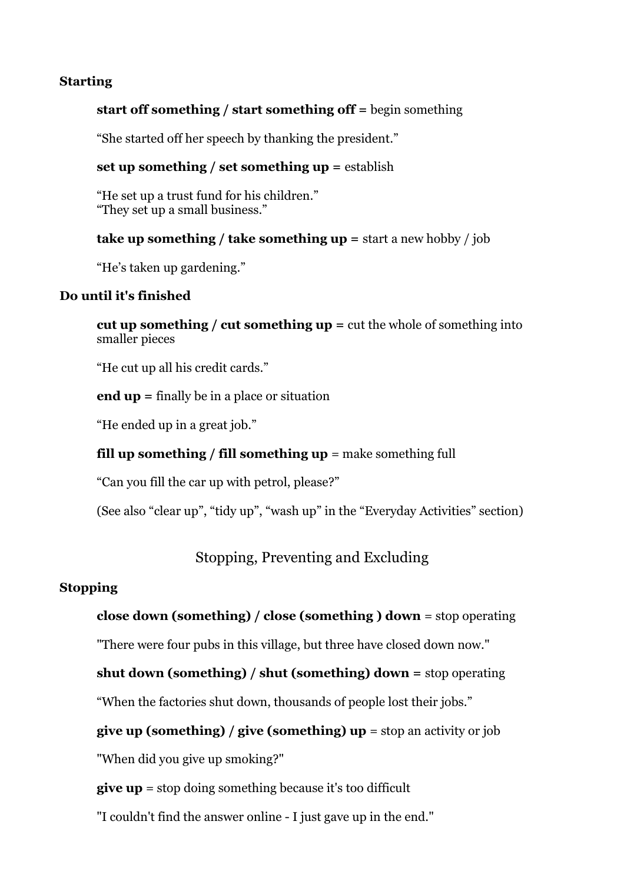**Starting**

**start off something / start something off =** begin something

“She started off her speech by thanking the president.”

**set up something / set something up =** establish

“He set up a trust fund for his children.”
“They set up a small business.”

**take up something / take something up =** start a new hobby / job

“He’s taken up gardening.”

**Do until it's finished**

**cut up something / cut something up =** cut the whole of something into smaller pieces

“He cut up all his credit cards.”

**end up =** finally be in a place or situation

“He ended up in a great job.”

**fill up something / fill something up** = make something full

“Can you fill the car up with petrol, please?”

(See also “clear up”, “tidy up”, “wash up” in the “Everyday Activities” section)

## Stopping, Preventing and Excluding

**Stopping**

**close down (something) / close (something ) down** = stop operating

"There were four pubs in this village, but three have closed down now."

**shut down (something) / shut (something) down =** stop operating

“When the factories shut down, thousands of people lost their jobs.”

**give up (something) / give (something) up** = stop an activity or job

"When did you give up smoking?"

**give up** = stop doing something because it's too difficult

"I couldn't find the answer online - I just gave up in the end."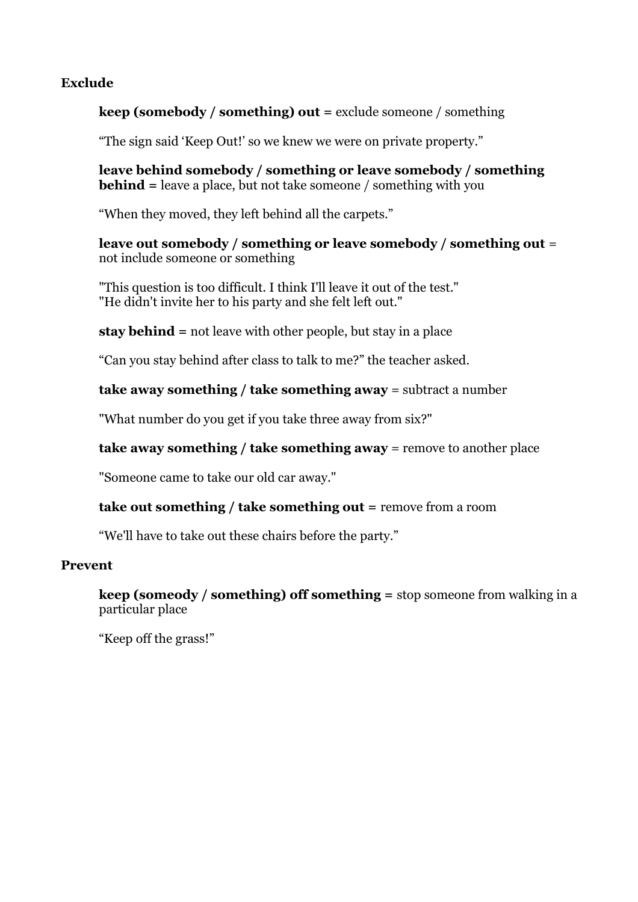## Exclude

**keep (somebody / something) out =** exclude someone / something

“The sign said ‘Keep Out!’ so we knew we were on private property.”

**leave behind somebody / something or leave somebody / something behind =** leave a place, but not take someone / something with you

“When they moved, they left behind all the carpets.”

**leave out somebody / something or leave somebody / something out** = not include someone or something

"This question is too difficult. I think I'll leave it out of the test."
"He didn't invite her to his party and she felt left out."

**stay behind =** not leave with other people, but stay in a place

“Can you stay behind after class to talk to me?” the teacher asked.

**take away something / take something away** = subtract a number

"What number do you get if you take three away from six?"

**take away something / take something away** = remove to another place

"Someone came to take our old car away."

**take out something / take something out =** remove from a room

“We'll have to take out these chairs before the party.”

## Prevent

**keep (someody / something) off something =** stop someone from walking in a particular place

“Keep off the grass!”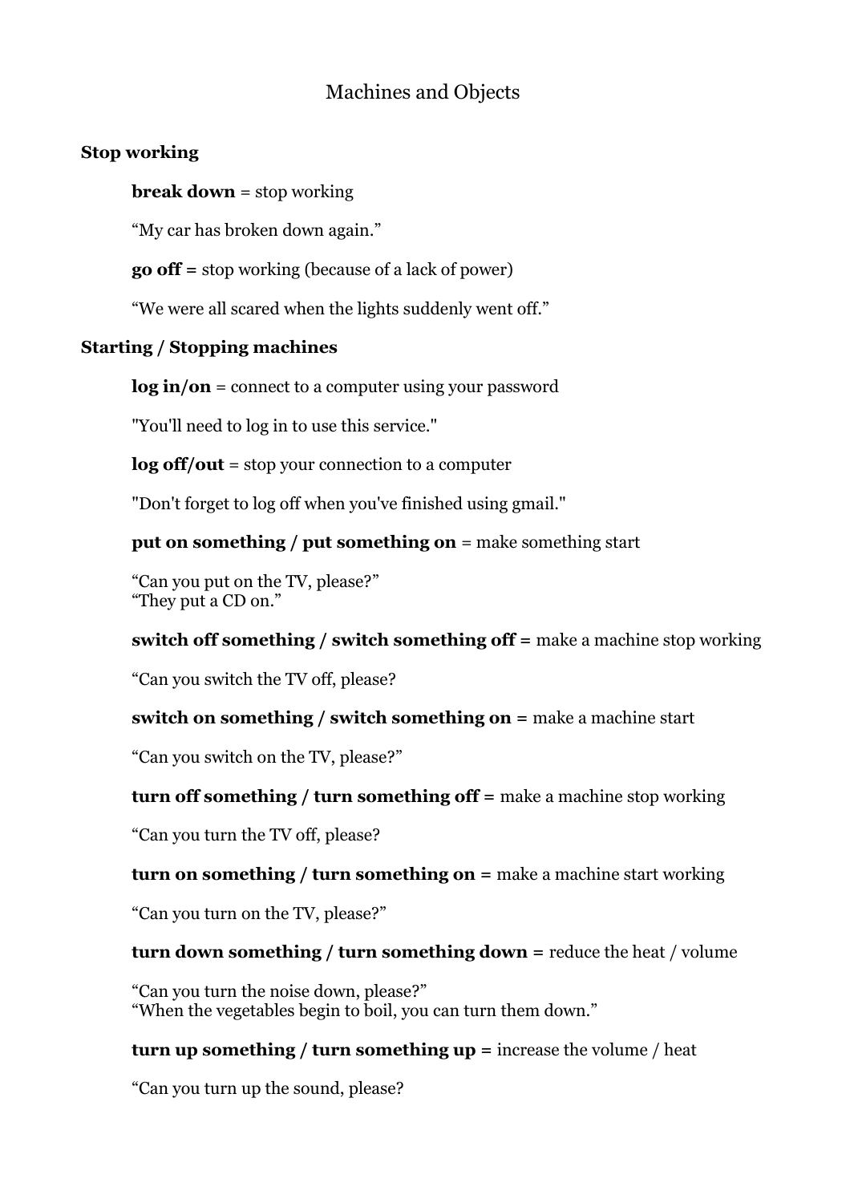# Machines and Objects

## Stop working

**break down** = stop working

"My car has broken down again."

**go off =** stop working (because of a lack of power)

"We were all scared when the lights suddenly went off."

## Starting / Stopping machines

**log in/on** = connect to a computer using your password

"You'll need to log in to use this service."

**log off/out** = stop your connection to a computer

"Don't forget to log off when you've finished using gmail."

**put on something / put something on** = make something start

"Can you put on the TV, please?"
"They put a CD on."

**switch off something / switch something off =** make a machine stop working

"Can you switch the TV off, please?

**switch on something / switch something on =** make a machine start

"Can you switch on the TV, please?"

**turn off something / turn something off =** make a machine stop working

"Can you turn the TV off, please?

**turn on something / turn something on =** make a machine start working

"Can you turn on the TV, please?"

**turn down something / turn something down =** reduce the heat / volume

"Can you turn the noise down, please?"
"When the vegetables begin to boil, you can turn them down."

**turn up something / turn something up =** increase the volume / heat

"Can you turn up the sound, please?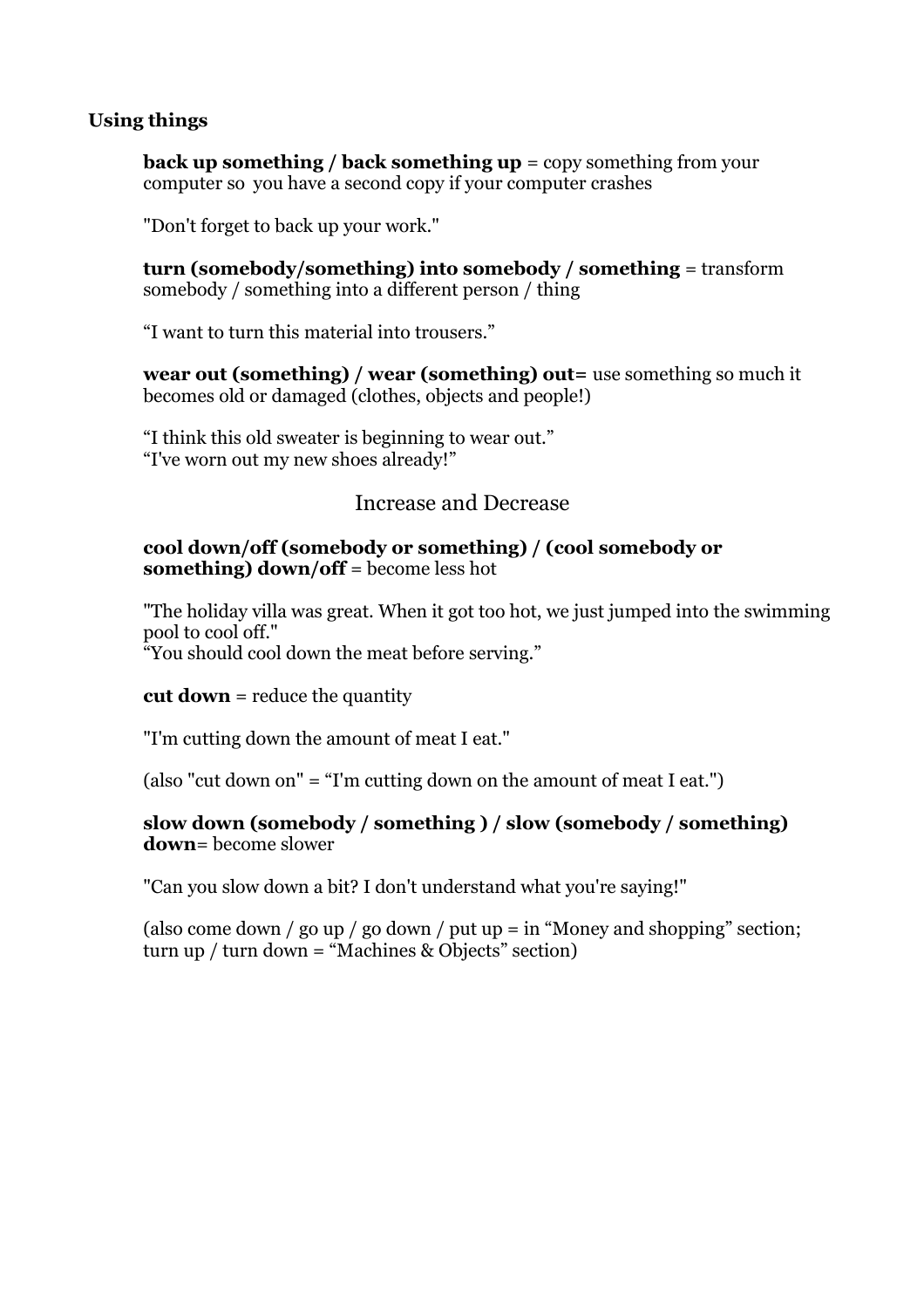**Using things**

**back up something / back something up** = copy something from your computer so you have a second copy if your computer crashes

"Don't forget to back up your work."

**turn (somebody/something) into somebody / something** = transform somebody / something into a different person / thing

"I want to turn this material into trousers."

**wear out (something) / wear (something) out=** use something so much it becomes old or damaged (clothes, objects and people!)

"I think this old sweater is beginning to wear out."
"I've worn out my new shoes already!"

## Increase and Decrease

**cool down/off (somebody or something) / (cool somebody or something) down/off** = become less hot

"The holiday villa was great. When it got too hot, we just jumped into the swimming pool to cool off."
"You should cool down the meat before serving."

**cut down** = reduce the quantity

"I'm cutting down the amount of meat I eat."

(also "cut down on" = "I'm cutting down on the amount of meat I eat.")

**slow down (somebody / something ) / slow (somebody / something) down**= become slower

"Can you slow down a bit? I don't understand what you're saying!"

(also come down / go up / go down / put up = in "Money and shopping" section; turn up / turn down = "Machines & Objects" section)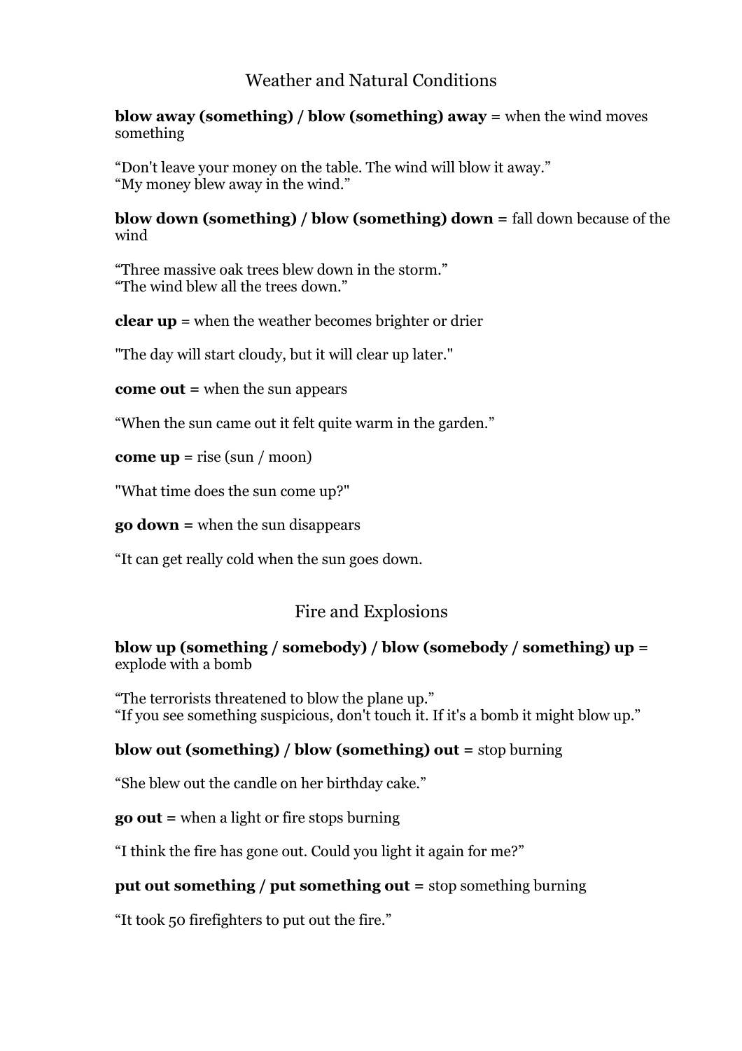## Weather and Natural Conditions

**blow away (something) / blow (something) away =** when the wind moves something

“Don't leave your money on the table. The wind will blow it away.”
“My money blew away in the wind.”

**blow down (something) / blow (something) down =** fall down because of the wind

“Three massive oak trees blew down in the storm.”
“The wind blew all the trees down.”

**clear up** = when the weather becomes brighter or drier

"The day will start cloudy, but it will clear up later."

**come out =** when the sun appears

“When the sun came out it felt quite warm in the garden.”

**come up** = rise (sun / moon)

"What time does the sun come up?"

**go down =** when the sun disappears

“It can get really cold when the sun goes down.

## Fire and Explosions

**blow up (something / somebody) / blow (somebody / something) up =** explode with a bomb

“The terrorists threatened to blow the plane up.”
“If you see something suspicious, don't touch it. If it's a bomb it might blow up.”

**blow out (something) / blow (something) out =** stop burning

“She blew out the candle on her birthday cake.”

**go out =** when a light or fire stops burning

“I think the fire has gone out. Could you light it again for me?”

**put out something / put something out =** stop something burning

“It took 50 firefighters to put out the fire.”